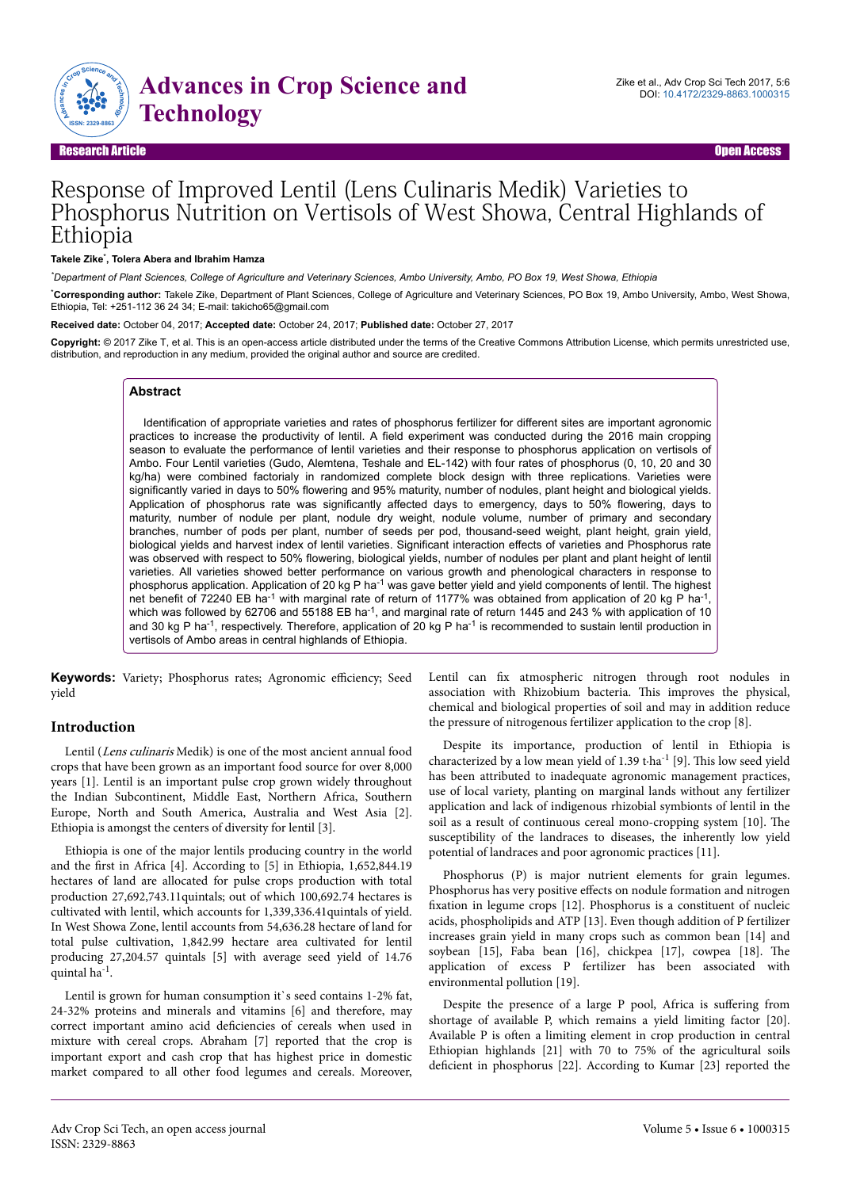Research Article | Open Access

# Response of Improved Lentil (Lens Culinaris Medik) Varieties to Phosphorus Nutrition on Vertisols of West Showa, Central Highlands of Ethiopia

**Takele Zike*, Tolera Abera and Ibrahim Hamza**

*Department of Plant Sciences, College of Agriculture and Veterinary Sciences, Ambo University, Ambo, PO Box 19, West Showa, Ethiopia*

***Corresponding author:** Takele Zike, Department of Plant Sciences, College of Agriculture and Veterinary Sciences, PO Box 19, Ambo University, Ambo, West Showa, Ethiopia, Tel: +251-112 36 24 34; E-mail: takicho65@gmail.com

**Received date:** October 04, 2017; **Accepted date:** October 24, 2017; **Published date:** October 27, 2017

**Copyright:** © 2017 Zike T, et al. This is an open-access article distributed under the terms of the Creative Commons Attribution License, which permits unrestricted use, distribution, and reproduction in any medium, provided the original author and source are credited.

## Abstract

Identification of appropriate varieties and rates of phosphorus fertilizer for different sites are important agronomic practices to increase the productivity of lentil. A field experiment was conducted during the 2016 main cropping season to evaluate the performance of lentil varieties and their response to phosphorus application on vertisols of Ambo. Four Lentil varieties (Gudo, Alemtena, Teshale and EL-142) with four rates of phosphorus (0, 10, 20 and 30 kg/ha) were combined factorialy in randomized complete block design with three replications. Varieties were significantly varied in days to 50% flowering and 95% maturity, number of nodules, plant height and biological yields. Application of phosphorus rate was significantly affected days to emergency, days to 50% flowering, days to maturity, number of nodule per plant, nodule dry weight, nodule volume, number of primary and secondary branches, number of pods per plant, number of seeds per pod, thousand-seed weight, plant height, grain yield, biological yields and harvest index of lentil varieties. Significant interaction effects of varieties and Phosphorus rate was observed with respect to 50% flowering, biological yields, number of nodules per plant and plant height of lentil varieties. All varieties showed better performance on various growth and phenological characters in response to phosphorus application. Application of 20 kg P $ha^{-1}$ was gave better yield and yield components of lentil. The highest net benefit of 72240 EB $ha^{-1}$ with marginal rate of return of 1177% was obtained from application of 20 kg P $ha^{-1}$, which was followed by 62706 and 55188 EB $ha^{-1}$, and marginal rate of return 1445 and 243 % with application of 10 and 30 kg P $ha^{-1}$, respectively. Therefore, application of 20 kg P $ha^{-1}$ is recommended to sustain lentil production in vertisols of Ambo areas in central highlands of Ethiopia.

**Keywords:** Variety; Phosphorus rates; Agronomic efficiency; Seed yield

## Introduction

Lentil (*Lens culinaris* Medik) is one of the most ancient annual food crops that have been grown as an important food source for over 8,000 years [1]. Lentil is an important pulse crop grown widely throughout the Indian Subcontinent, Middle East, Northern Africa, Southern Europe, North and South America, Australia and West Asia [2]. Ethiopia is amongst the centers of diversity for lentil [3].

Ethiopia is one of the major lentils producing country in the world and the first in Africa [4]. According to [5] in Ethiopia, 1,652,844.19 hectares of land are allocated for pulse crops production with total production 27,692,743.11quintals; out of which 100,692.74 hectares is cultivated with lentil, which accounts for 1,339,336.41quintals of yield. In West Showa Zone, lentil accounts from 54,636.28 hectare of land for total pulse cultivation, 1,842.99 hectare area cultivated for lentil producing 27,204.57 quintals [5] with average seed yield of 14.76 quintal $ha^{-1}$.

Lentil is grown for human consumption it`s seed contains 1-2% fat, 24-32% proteins and minerals and vitamins [6] and therefore, may correct important amino acid deficiencies of cereals when used in mixture with cereal crops. Abraham [7] reported that the crop is important export and cash crop that has highest price in domestic market compared to all other food legumes and cereals. Moreover, Lentil can fix atmospheric nitrogen through root nodules in association with Rhizobium bacteria. This improves the physical, chemical and biological properties of soil and may in addition reduce the pressure of nitrogenous fertilizer application to the crop [8].

Despite its importance, production of lentil in Ethiopia is characterized by a low mean yield of 1.39 t·$ha^{-1}$ [9]. This low seed yield has been attributed to inadequate agronomic management practices, use of local variety, planting on marginal lands without any fertilizer application and lack of indigenous rhizobial symbionts of lentil in the soil as a result of continuous cereal mono-cropping system [10]. The susceptibility of the landraces to diseases, the inherently low yield potential of landraces and poor agronomic practices [11].

Phosphorus (P) is major nutrient elements for grain legumes. Phosphorus has very positive effects on nodule formation and nitrogen fixation in legume crops [12]. Phosphorus is a constituent of nucleic acids, phospholipids and ATP [13]. Even though addition of P fertilizer increases grain yield in many crops such as common bean [14] and soybean [15], Faba bean [16], chickpea [17], cowpea [18]. The application of excess P fertilizer has been associated with environmental pollution [19].

Despite the presence of a large P pool, Africa is suffering from shortage of available P, which remains a yield limiting factor [20]. Available P is often a limiting element in crop production in central Ethiopian highlands [21] with 70 to 75% of the agricultural soils deficient in phosphorus [22]. According to Kumar [23] reported the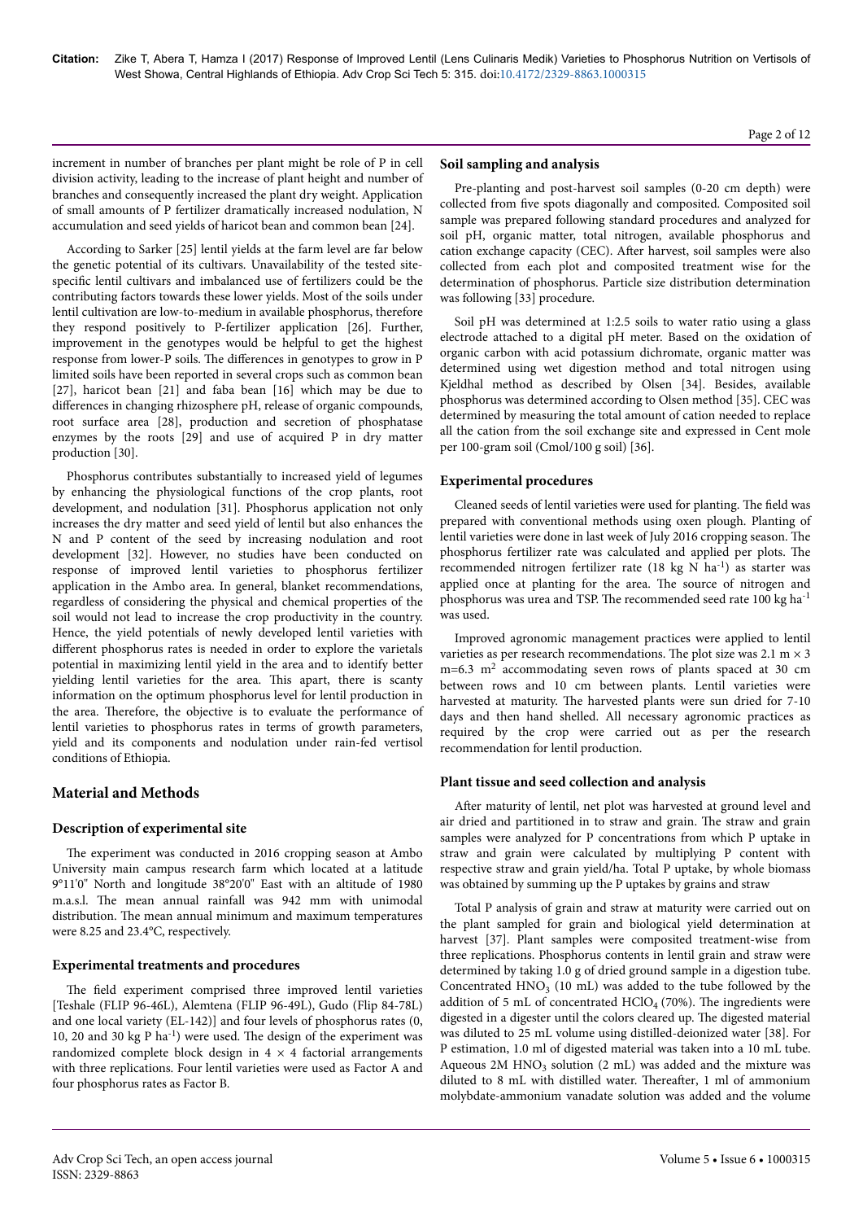increment in number of branches per plant might be role of P in cell division activity, leading to the increase of plant height and number of branches and consequently increased the plant dry weight. Application of small amounts of P fertilizer dramatically increased nodulation, N accumulation and seed yields of haricot bean and common bean [24].

According to Sarker [25] lentil yields at the farm level are far below the genetic potential of its cultivars. Unavailability of the tested site-specific lentil cultivars and imbalanced use of fertilizers could be the contributing factors towards these lower yields. Most of the soils under lentil cultivation are low-to-medium in available phosphorus, therefore they respond positively to P-fertilizer application [26]. Further, improvement in the genotypes would be helpful to get the highest response from lower-P soils. The differences in genotypes to grow in P limited soils have been reported in several crops such as common bean [27], haricot bean [21] and faba bean [16] which may be due to differences in changing rhizosphere pH, release of organic compounds, root surface area [28], production and secretion of phosphatase enzymes by the roots [29] and use of acquired P in dry matter production [30].

Phosphorus contributes substantially to increased yield of legumes by enhancing the physiological functions of the crop plants, root development, and nodulation [31]. Phosphorus application not only increases the dry matter and seed yield of lentil but also enhances the N and P content of the seed by increasing nodulation and root development [32]. However, no studies have been conducted on response of improved lentil varieties to phosphorus fertilizer application in the Ambo area. In general, blanket recommendations, regardless of considering the physical and chemical properties of the soil would not lead to increase the crop productivity in the country. Hence, the yield potentials of newly developed lentil varieties with different phosphorus rates is needed in order to explore the varietals potential in maximizing lentil yield in the area and to identify better yielding lentil varieties for the area. This apart, there is scanty information on the optimum phosphorus level for lentil production in the area. Therefore, the objective is to evaluate the performance of lentil varieties to phosphorus rates in terms of growth parameters, yield and its components and nodulation under rain-fed vertisol conditions of Ethiopia.

## Material and Methods

### Description of experimental site

The experiment was conducted in 2016 cropping season at Ambo University main campus research farm which located at a latitude 9°11'0" North and longitude 38°20'0" East with an altitude of 1980 m.a.s.l. The mean annual rainfall was 942 mm with unimodal distribution. The mean annual minimum and maximum temperatures were 8.25 and 23.4°C, respectively.

### Experimental treatments and procedures

The field experiment comprised three improved lentil varieties [Teshale (FLIP 96-46L), Alemtena (FLIP 96-49L), Gudo (Flip 84-78L) and one local variety (EL-142)] and four levels of phosphorus rates (0, 10, 20 and 30 kg P $ha^{-1}$) were used. The design of the experiment was randomized complete block design in 4 × 4 factorial arrangements with three replications. Four lentil varieties were used as Factor A and four phosphorus rates as Factor B.

### Soil sampling and analysis

Pre-planting and post-harvest soil samples (0-20 cm depth) were collected from five spots diagonally and composited. Composited soil sample was prepared following standard procedures and analyzed for soil pH, organic matter, total nitrogen, available phosphorus and cation exchange capacity (CEC). After harvest, soil samples were also collected from each plot and composited treatment wise for the determination of phosphorus. Particle size distribution determination was following [33] procedure.

Soil pH was determined at 1:2.5 soils to water ratio using a glass electrode attached to a digital pH meter. Based on the oxidation of organic carbon with acid potassium dichromate, organic matter was determined using wet digestion method and total nitrogen using Kjeldhal method as described by Olsen [34]. Besides, available phosphorus was determined according to Olsen method [35]. CEC was determined by measuring the total amount of cation needed to replace all the cation from the soil exchange site and expressed in Cent mole per 100-gram soil (Cmol/100 g soil) [36].

### Experimental procedures

Cleaned seeds of lentil varieties were used for planting. The field was prepared with conventional methods using oxen plough. Planting of lentil varieties were done in last week of July 2016 cropping season. The phosphorus fertilizer rate was calculated and applied per plots. The recommended nitrogen fertilizer rate (18 kg N $ha^{-1}$) as starter was applied once at planting for the area. The source of nitrogen and phosphorus was urea and TSP. The recommended seed rate 100 kg $ha^{-1}$ was used.

Improved agronomic management practices were applied to lentil varieties as per research recommendations. The plot size was 2.1 m × 3 m=6.3 $m^2$ accommodating seven rows of plants spaced at 30 cm between rows and 10 cm between plants. Lentil varieties were harvested at maturity. The harvested plants were sun dried for 7-10 days and then hand shelled. All necessary agronomic practices as required by the crop were carried out as per the research recommendation for lentil production.

### Plant tissue and seed collection and analysis

After maturity of lentil, net plot was harvested at ground level and air dried and partitioned in to straw and grain. The straw and grain samples were analyzed for P concentrations from which P uptake in straw and grain were calculated by multiplying P content with respective straw and grain yield/ha. Total P uptake, by whole biomass was obtained by summing up the P uptakes by grains and straw

Total P analysis of grain and straw at maturity were carried out on the plant sampled for grain and biological yield determination at harvest [37]. Plant samples were composited treatment-wise from three replications. Phosphorus contents in lentil grain and straw were determined by taking 1.0 g of dried ground sample in a digestion tube. Concentrated $HNO_3$ (10 mL) was added to the tube followed by the addition of 5 mL of concentrated $HClO_4$ (70%). The ingredients were digested in a digester until the colors cleared up. The digested material was diluted to 25 mL volume using distilled-deionized water [38]. For P estimation, 1.0 ml of digested material was taken into a 10 mL tube. Aqueous 2M $HNO_3$ solution (2 mL) was added and the mixture was diluted to 8 mL with distilled water. Thereafter, 1 ml of ammonium molybdate-ammonium vanadate solution was added and the volume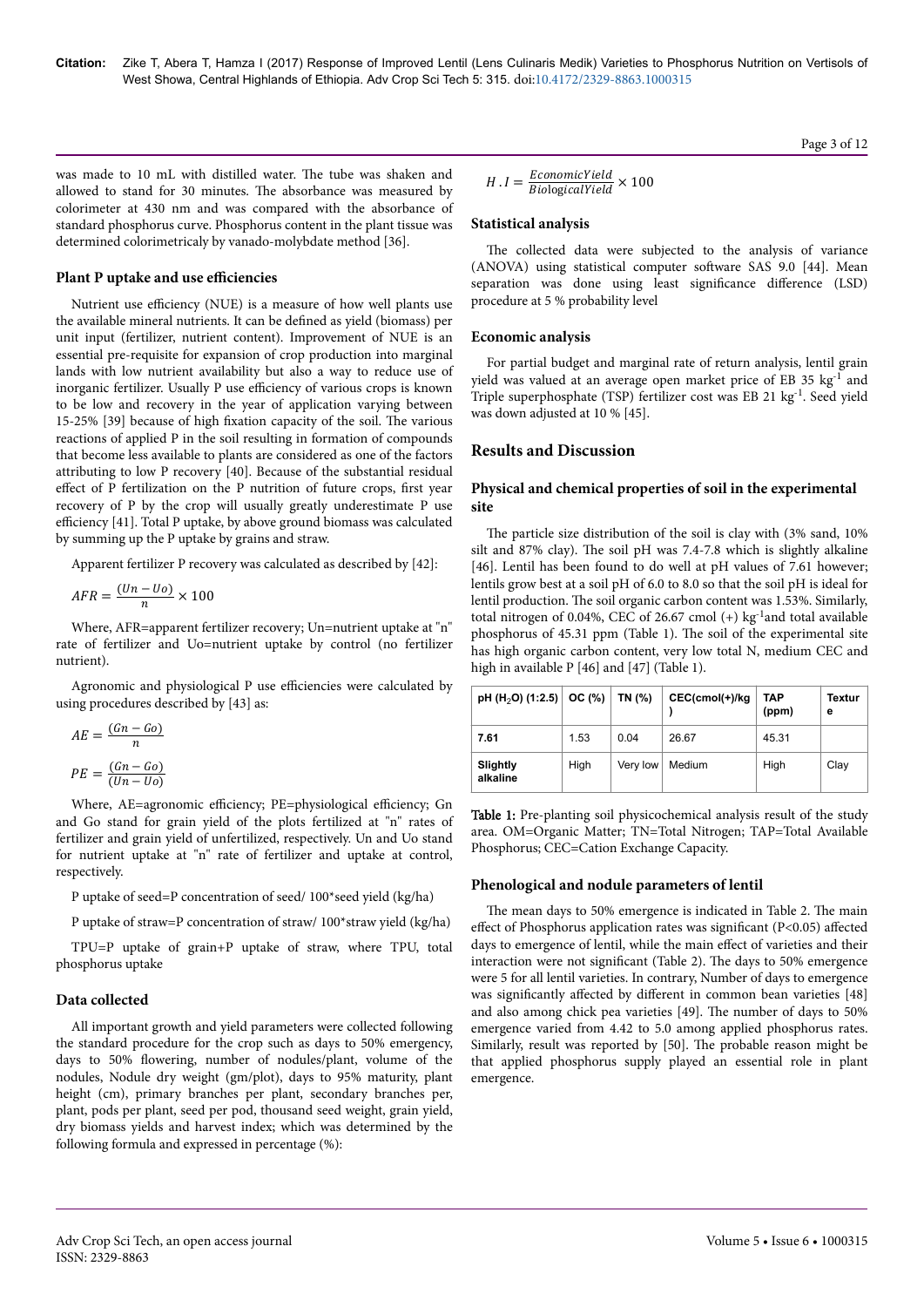was made to 10 mL with distilled water. The tube was shaken and allowed to stand for 30 minutes. The absorbance was measured by colorimeter at 430 nm and was compared with the absorbance of standard phosphorus curve. Phosphorus content in the plant tissue was determined colorimetricaly by vanado-molybdate method [36].

### Plant P uptake and use efficiencies

Nutrient use efficiency (NUE) is a measure of how well plants use the available mineral nutrients. It can be defined as yield (biomass) per unit input (fertilizer, nutrient content). Improvement of NUE is an essential pre-requisite for expansion of crop production into marginal lands with low nutrient availability but also a way to reduce use of inorganic fertilizer. Usually P use efficiency of various crops is known to be low and recovery in the year of application varying between 15-25% [39] because of high fixation capacity of the soil. The various reactions of applied P in the soil resulting in formation of compounds that become less available to plants are considered as one of the factors attributing to low P recovery [40]. Because of the substantial residual effect of P fertilization on the P nutrition of future crops, first year recovery of P by the crop will usually greatly underestimate P use efficiency [41]. Total P uptake, by above ground biomass was calculated by summing up the P uptake by grains and straw.

Apparent fertilizer P recovery was calculated as described by [42]:

$$AFR = \frac{(Un - Uo)}{n} \times 100$$

Where, AFR=apparent fertilizer recovery; Un=nutrient uptake at "n" rate of fertilizer and Uo=nutrient uptake by control (no fertilizer nutrient).

Agronomic and physiological P use efficiencies were calculated by using procedures described by [43] as:

$$AE = \frac{(Gn - Go)}{n}$$

$$PE = \frac{(Gn - Go)}{(Un - Uo)}$$

Where, AE=agronomic efficiency; PE=physiological efficiency; Gn and Go stand for grain yield of the plots fertilized at "n" rates of fertilizer and grain yield of unfertilized, respectively. Un and Uo stand for nutrient uptake at "n" rate of fertilizer and uptake at control, respectively.

P uptake of seed=P concentration of seed/ 100*seed yield (kg/ha)

P uptake of straw=P concentration of straw/ 100*straw yield (kg/ha)

TPU=P uptake of grain+P uptake of straw, where TPU, total phosphorus uptake

### Data collected

All important growth and yield parameters were collected following the standard procedure for the crop such as days to 50% emergency, days to 50% flowering, number of nodules/plant, volume of the nodules, Nodule dry weight (gm/plot), days to 95% maturity, plant height (cm), primary branches per plant, secondary branches per, plant, pods per plant, seed per pod, thousand seed weight, grain yield, dry biomass yields and harvest index; which was determined by the following formula and expressed in percentage (%):

$$H.I = \frac{Economic Yield}{Biological Yield} \times 100$$

### Statistical analysis

The collected data were subjected to the analysis of variance (ANOVA) using statistical computer software SAS 9.0 [44]. Mean separation was done using least significance difference (LSD) procedure at 5 % probability level

### Economic analysis

For partial budget and marginal rate of return analysis, lentil grain yield was valued at an average open market price of EB 35 $kg^{-1}$ and Triple superphosphate (TSP) fertilizer cost was EB 21 $kg^{-1}$. Seed yield was down adjusted at 10 % [45].

## Results and Discussion

### Physical and chemical properties of soil in the experimental site

The particle size distribution of the soil is clay with (3% sand, 10% silt and 87% clay). The soil pH was 7.4-7.8 which is slightly alkaline [46]. Lentil has been found to do well at pH values of 7.61 however; lentils grow best at a soil pH of 6.0 to 8.0 so that the soil pH is ideal for lentil production. The soil organic carbon content was 1.53%. Similarly, total nitrogen of 0.04%, CEC of 26.67 cmol (+) $kg^{-1}$and total available phosphorus of 45.31 ppm (Table 1). The soil of the experimental site has high organic carbon content, very low total N, medium CEC and high in available P [46] and [47] (Table 1).

| pH ($H_2O$) (1:2.5) | OC (%) | TN (%) | CEC(cmol(+)/kg) | TAP (ppm) | Texture |
|---|---|---|---|---|---|
| 7.61 | 1.53 | 0.04 | 26.67 | 45.31 | |
| Slightly alkaline | High | Very low | Medium | High | Clay |

**Table 1:** Pre-planting soil physicochemical analysis result of the study area. OM=Organic Matter; TN=Total Nitrogen; TAP=Total Available Phosphorus; CEC=Cation Exchange Capacity.

### Phenological and nodule parameters of lentil

The mean days to 50% emergence is indicated in Table 2. The main effect of Phosphorus application rates was significant ($P<0.05$) affected days to emergence of lentil, while the main effect of varieties and their interaction were not significant (Table 2). The days to 50% emergence were 5 for all lentil varieties. In contrary, Number of days to emergence was significantly affected by different in common bean varieties [48] and also among chick pea varieties [49]. The number of days to 50% emergence varied from 4.42 to 5.0 among applied phosphorus rates. Similarly, result was reported by [50]. The probable reason might be that applied phosphorus supply played an essential role in plant emergence.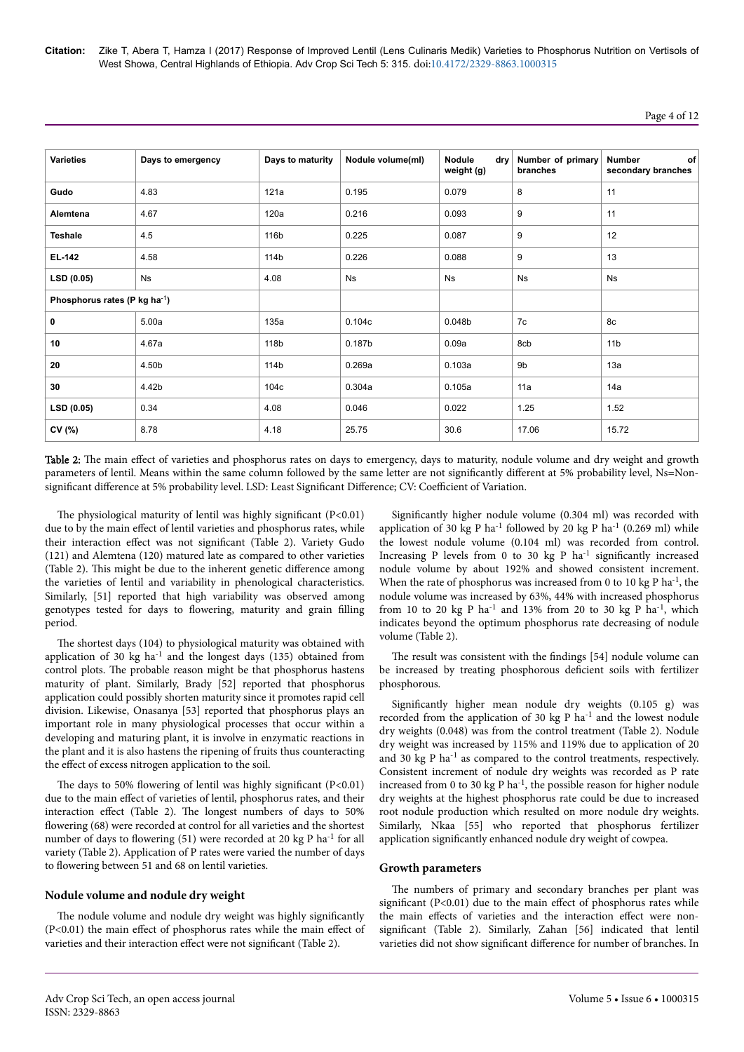| Varieties | Days to emergency | Days to maturity | Nodule volume(ml) | Nodule dry weight (g) | Number of primary branches | Number of secondary branches |
|---|---|---|---|---|---|---|
| **Gudo** | 4.83 | 121a | 0.195 | 0.079 | 8 | 11 |
| **Alemtena** | 4.67 | 120a | 0.216 | 0.093 | 9 | 11 |
| **Teshale** | 4.5 | 116b | 0.225 | 0.087 | 9 | 12 |
| **EL-142** | 4.58 | 114b | 0.226 | 0.088 | 9 | 13 |
| **LSD (0.05)** | Ns | 4.08 | Ns | Ns | Ns | Ns |
| **Phosphorus rates (P kg ha$^{-1}$)** | | | | | | |
| **0** | 5.00a | 135a | 0.104c | 0.048b | 7c | 8c |
| **10** | 4.67a | 118b | 0.187b | 0.09a | 8cb | 11b |
| **20** | 4.50b | 114b | 0.269a | 0.103a | 9b | 13a |
| **30** | 4.42b | 104c | 0.304a | 0.105a | 11a | 14a |
| **LSD (0.05)** | 0.34 | 4.08 | 0.046 | 0.022 | 1.25 | 1.52 |
| **CV (%)** | 8.78 | 4.18 | 25.75 | 30.6 | 17.06 | 15.72 |

**Table 2:** The main effect of varieties and phosphorus rates on days to emergency, days to maturity, nodule volume and dry weight and growth parameters of lentil. Means within the same column followed by the same letter are not significantly different at 5% probability level, Ns=Non-significant difference at 5% probability level. LSD: Least Significant Difference; CV: Coefficient of Variation.

The physiological maturity of lentil was highly significant ($P<0.01$) due to by the main effect of lentil varieties and phosphorus rates, while their interaction effect was not significant (Table 2). Variety Gudo (121) and Alemtena (120) matured late as compared to other varieties (Table 2). This might be due to the inherent genetic difference among the varieties of lentil and variability in phenological characteristics. Similarly, [51] reported that high variability was observed among genotypes tested for days to flowering, maturity and grain filling period.

The shortest days (104) to physiological maturity was obtained with application of 30 kg ha$^{-1}$ and the longest days (135) obtained from control plots. The probable reason might be that phosphorus hastens maturity of plant. Similarly, Brady [52] reported that phosphorus application could possibly shorten maturity since it promotes rapid cell division. Likewise, Onasanya [53] reported that phosphorus plays an important role in many physiological processes that occur within a developing and maturing plant, it is involve in enzymatic reactions in the plant and it is also hastens the ripening of fruits thus counteracting the effect of excess nitrogen application to the soil.

The days to 50% flowering of lentil was highly significant ($P<0.01$) due to the main effect of varieties of lentil, phosphorus rates, and their interaction effect (Table 2). The longest numbers of days to 50% flowering (68) were recorded at control for all varieties and the shortest number of days to flowering (51) were recorded at 20 kg P ha$^{-1}$ for all variety (Table 2). Application of P rates were varied the number of days to flowering between 51 and 68 on lentil varieties.

## Nodule volume and nodule dry weight

The nodule volume and nodule dry weight was highly significantly ($P<0.01$) the main effect of phosphorus rates while the main effect of varieties and their interaction effect were not significant (Table 2).

Significantly higher nodule volume (0.304 ml) was recorded with application of 30 kg P ha$^{-1}$ followed by 20 kg P ha$^{-1}$ (0.269 ml) while the lowest nodule volume (0.104 ml) was recorded from control. Increasing P levels from 0 to 30 kg P ha$^{-1}$ significantly increased nodule volume by about 192% and showed consistent increment. When the rate of phosphorus was increased from 0 to 10 kg P ha$^{-1}$, the nodule volume was increased by 63%, 44% with increased phosphorus from 10 to 20 kg P ha$^{-1}$ and 13% from 20 to 30 kg P ha$^{-1}$, which indicates beyond the optimum phosphorus rate decreasing of nodule volume (Table 2).

The result was consistent with the findings [54] nodule volume can be increased by treating phosphorous deficient soils with fertilizer phosphorous.

Significantly higher mean nodule dry weights (0.105 g) was recorded from the application of 30 kg P ha$^{-1}$ and the lowest nodule dry weights (0.048) was from the control treatment (Table 2). Nodule dry weight was increased by 115% and 119% due to application of 20 and 30 kg P ha$^{-1}$ as compared to the control treatments, respectively. Consistent increment of nodule dry weights was recorded as P rate increased from 0 to 30 kg P ha$^{-1}$, the possible reason for higher nodule dry weights at the highest phosphorus rate could be due to increased root nodule production which resulted on more nodule dry weights. Similarly, Nkaa [55] who reported that phosphorus fertilizer application significantly enhanced nodule dry weight of cowpea.

## Growth parameters

The numbers of primary and secondary branches per plant was significant ($P<0.01$) due to the main effect of phosphorus rates while the main effects of varieties and the interaction effect were non-significant (Table 2). Similarly, Zahan [56] indicated that lentil varieties did not show significant difference for number of branches. In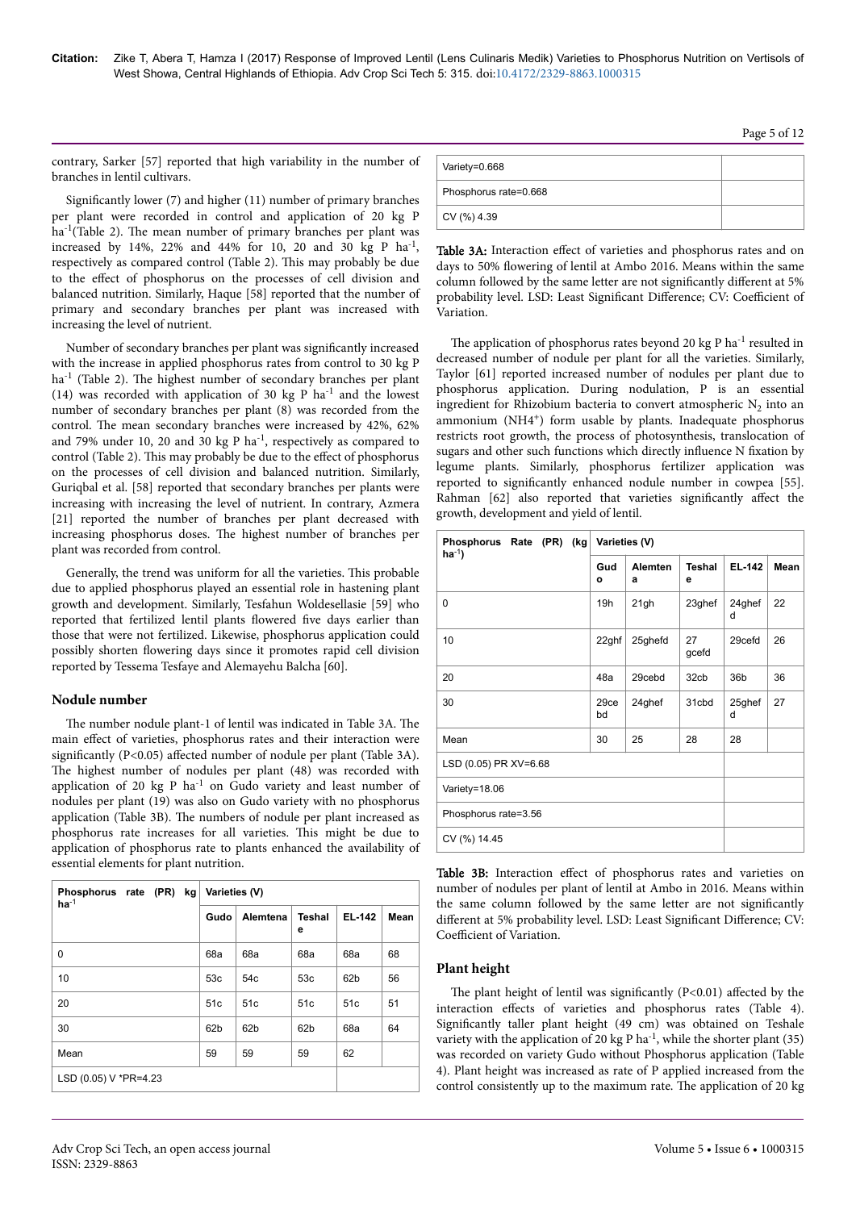contrary, Sarker [57] reported that high variability in the number of branches in lentil cultivars.

Significantly lower (7) and higher (11) number of primary branches per plant were recorded in control and application of 20 kg P ha$^{-1}$(Table 2). The mean number of primary branches per plant was increased by 14%, 22% and 44% for 10, 20 and 30 kg P ha$^{-1}$, respectively as compared control (Table 2). This may probably be due to the effect of phosphorus on the processes of cell division and balanced nutrition. Similarly, Haque [58] reported that the number of primary and secondary branches per plant was increased with increasing the level of nutrient.

Number of secondary branches per plant was significantly increased with the increase in applied phosphorus rates from control to 30 kg P ha$^{-1}$ (Table 2). The highest number of secondary branches per plant (14) was recorded with application of 30 kg P ha$^{-1}$ and the lowest number of secondary branches per plant (8) was recorded from the control. The mean secondary branches were increased by 42%, 62% and 79% under 10, 20 and 30 kg P ha$^{-1}$, respectively as compared to control (Table 2). This may probably be due to the effect of phosphorus on the processes of cell division and balanced nutrition. Similarly, Guriqbal et al. [58] reported that secondary branches per plants were increasing with increasing the level of nutrient. In contrary, Azmera [21] reported the number of branches per plant decreased with increasing phosphorus doses. The highest number of branches per plant was recorded from control.

Generally, the trend was uniform for all the varieties. This probable due to applied phosphorus played an essential role in hastening plant growth and development. Similarly, Tesfahun Woldesellasie [59] who reported that fertilized lentil plants flowered five days earlier than those that were not fertilized. Likewise, phosphorus application could possibly shorten flowering days since it promotes rapid cell division reported by Tessema Tesfaye and Alemayehu Balcha [60].

## Nodule number

The number nodule plant-1 of lentil was indicated in Table 3A. The main effect of varieties, phosphorus rates and their interaction were significantly (P<0.05) affected number of nodule per plant (Table 3A). The highest number of nodules per plant (48) was recorded with application of 20 kg P ha$^{-1}$ on Gudo variety and least number of nodules per plant (19) was also on Gudo variety with no phosphorus application (Table 3B). The numbers of nodule per plant increased as phosphorus rate increases for all varieties. This might be due to application of phosphorus rate to plants enhanced the availability of essential elements for plant nutrition.

| Phosphorus rate (PR) kg ha$^{-1}$ | Varieties (V) | | | | |
|---|---|---|---|---|---|
| | Gudo | Alemtena | Teshale | EL-142 | Mean |
| 0 | 68a | 68a | 68a | 68a | 68 |
| 10 | 53c | 54c | 53c | 62b | 56 |
| 20 | 51c | 51c | 51c | 51c | 51 |
| 30 | 62b | 62b | 62b | 68a | 64 |
| Mean | 59 | 59 | 59 | 62 | |
| LSD (0.05) V *PR=4.23 | | | | | |
| Variety=0.668 | | | | | |
| Phosphorus rate=0.668 | | | | | |
| CV (%) 4.39 | | | | | |

**Table 3A:** Interaction effect of varieties and phosphorus rates and on days to 50% flowering of lentil at Ambo 2016. Means within the same column followed by the same letter are not significantly different at 5% probability level. LSD: Least Significant Difference; CV: Coefficient of Variation.

The application of phosphorus rates beyond 20 kg P ha$^{-1}$ resulted in decreased number of nodule per plant for all the varieties. Similarly, Taylor [61] reported increased number of nodules per plant due to phosphorus application. During nodulation, P is an essential ingredient for Rhizobium bacteria to convert atmospheric $N_2$ into an ammonium ($NH4^+$) form usable by plants. Inadequate phosphorus restricts root growth, the process of photosynthesis, translocation of sugars and other such functions which directly influence N fixation by legume plants. Similarly, phosphorus fertilizer application was reported to significantly enhanced nodule number in cowpea [55]. Rahman [62] also reported that varieties significantly affect the growth, development and yield of lentil.

| Phosphorus Rate (PR) (kg ha$^{-1}$) | Varieties (V) | | | | |
|---|---|---|---|---|---|
| | Gudo | Alemtena | Teshale | EL-142 | Mean |
| 0 | 19h | 21gh | 23ghef | 24ghefd | 22 |
| 10 | 22ghf | 25ghefd | 27 gcefd | 29cefd | 26 |
| 20 | 48a | 29cebd | 32cb | 36b | 36 |
| 30 | 29cebd | 24ghef | 31cbd | 25ghefd | 27 |
| Mean | 30 | 25 | 28 | 28 | |
| LSD (0.05) PR XV=6.68 | | | | | |
| Variety=18.06 | | | | | |
| Phosphorus rate=3.56 | | | | | |
| CV (%) 14.45 | | | | | |

**Table 3B:** Interaction effect of phosphorus rates and varieties on number of nodules per plant of lentil at Ambo in 2016. Means within the same column followed by the same letter are not significantly different at 5% probability level. LSD: Least Significant Difference; CV: Coefficient of Variation.

## Plant height

The plant height of lentil was significantly (P<0.01) affected by the interaction effects of varieties and phosphorus rates (Table 4). Significantly taller plant height (49 cm) was obtained on Teshale variety with the application of 20 kg P ha$^{-1}$, while the shorter plant (35) was recorded on variety Gudo without Phosphorus application (Table 4). Plant height was increased as rate of P applied increased from the control consistently up to the maximum rate. The application of 20 kg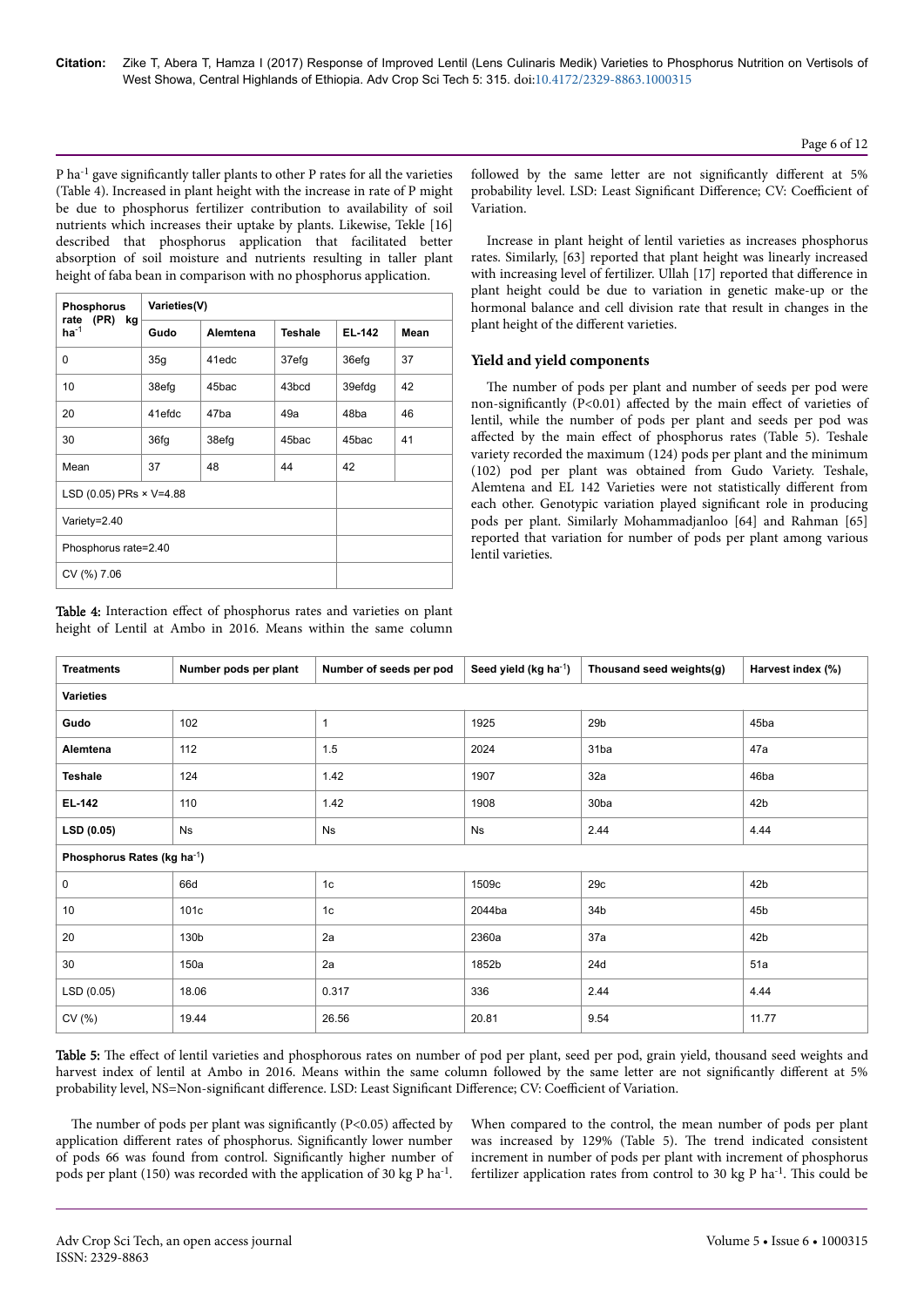P ha$^{-1}$ gave significantly taller plants to other P rates for all the varieties (Table 4). Increased in plant height with the increase in rate of P might be due to phosphorus fertilizer contribution to availability of soil nutrients which increases their uptake by plants. Likewise, Tekle [16] described that phosphorus application that facilitated better absorption of soil moisture and nutrients resulting in taller plant height of faba bean in comparison with no phosphorus application.

| Phosphorus rate (PR) kg ha$^{-1}$ | Varieties(V) | | | | |
|---|---|---|---|---|---|
| | Gudo | Alemtena | Teshale | EL-142 | Mean |
| 0 | 35g | 41edc | 37efg | 36efg | 37 |
| 10 | 38efg | 45bac | 43bcd | 39efdg | 42 |
| 20 | 41efdc | 47ba | 49a | 48ba | 46 |
| 30 | 36fg | 38efg | 45bac | 45bac | 41 |
| Mean | 37 | 48 | 44 | 42 | |
| LSD (0.05) PRs × V=4.88 | | | | | |
| Variety=2.40 | | | | | |
| Phosphorus rate=2.40 | | | | | |
| CV (%) 7.06 | | | | | |

**Table 4:** Interaction effect of phosphorus rates and varieties on plant height of Lentil at Ambo in 2016. Means within the same column followed by the same letter are not significantly different at 5% probability level. LSD: Least Significant Difference; CV: Coefficient of Variation.

Increase in plant height of lentil varieties as increases phosphorus rates. Similarly, [63] reported that plant height was linearly increased with increasing level of fertilizer. Ullah [17] reported that difference in plant height could be due to variation in genetic make-up or the hormonal balance and cell division rate that result in changes in the plant height of the different varieties.

## Yield and yield components

The number of pods per plant and number of seeds per pod were non-significantly ($P<0.01$) affected by the main effect of varieties of lentil, while the number of pods per plant and seeds per pod was affected by the main effect of phosphorus rates (Table 5). Teshale variety recorded the maximum (124) pods per plant and the minimum (102) pod per plant was obtained from Gudo Variety. Teshale, Alemtena and EL 142 Varieties were not statistically different from each other. Genotypic variation played significant role in producing pods per plant. Similarly Mohammadjanloo [64] and Rahman [65] reported that variation for number of pods per plant among various lentil varieties.

| Treatments | Number pods per plant | Number of seeds per pod | Seed yield (kg ha$^{-1}$) | Thousand seed weights(g) | Harvest index (%) |
|---|---|---|---|---|---|
| **Varieties** | | | | | |
| **Gudo** | 102 | 1 | 1925 | 29b | 45ba |
| **Alemtena** | 112 | 1.5 | 2024 | 31ba | 47a |
| **Teshale** | 124 | 1.42 | 1907 | 32a | 46ba |
| **EL-142** | 110 | 1.42 | 1908 | 30ba | 42b |
| **LSD (0.05)** | Ns | Ns | Ns | 2.44 | 4.44 |
| **Phosphorus Rates (kg ha$^{-1}$)** | | | | | |
| 0 | 66d | 1c | 1509c | 29c | 42b |
| 10 | 101c | 1c | 2044ba | 34b | 45b |
| 20 | 130b | 2a | 2360a | 37a | 42b |
| 30 | 150a | 2a | 1852b | 24d | 51a |
| LSD (0.05) | 18.06 | 0.317 | 336 | 2.44 | 4.44 |
| CV (%) | 19.44 | 26.56 | 20.81 | 9.54 | 11.77 |

**Table 5:** The effect of lentil varieties and phosphorous rates on number of pod per plant, seed per pod, grain yield, thousand seed weights and harvest index of lentil at Ambo in 2016. Means within the same column followed by the same letter are not significantly different at 5% probability level, NS=Non-significant difference. LSD: Least Significant Difference; CV: Coefficient of Variation.

The number of pods per plant was significantly ($P<0.05$) affected by application different rates of phosphorus. Significantly lower number of pods 66 was found from control. Significantly higher number of pods per plant (150) was recorded with the application of 30 kg P ha$^{-1}$. When compared to the control, the mean number of pods per plant was increased by 129% (Table 5). The trend indicated consistent increment in number of pods per plant with increment of phosphorus fertilizer application rates from control to 30 kg P ha$^{-1}$. This could be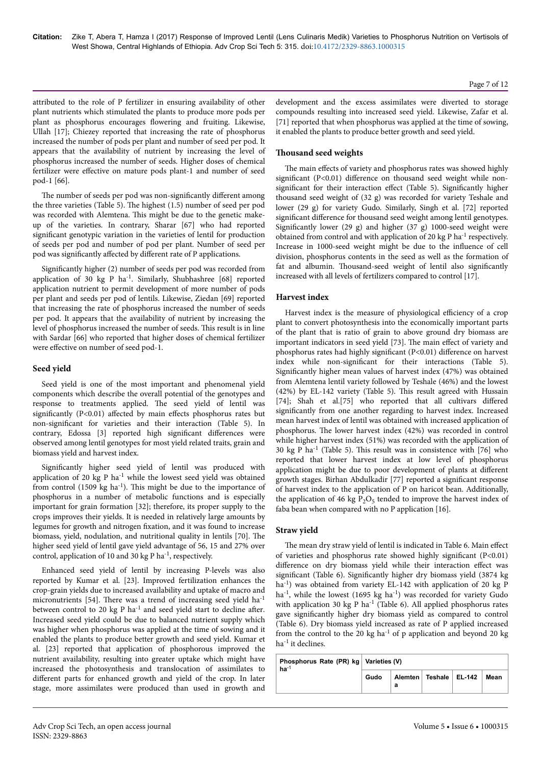attributed to the role of P fertilizer in ensuring availability of other plant nutrients which stimulated the plants to produce more pods per plant as phosphorus encourages flowering and fruiting. Likewise, Ullah [17]; Chiezey reported that increasing the rate of phosphorus increased the number of pods per plant and number of seed per pod. It appears that the availability of nutrient by increasing the level of phosphorus increased the number of seeds. Higher doses of chemical fertilizer were effective on mature pods plant-1 and number of seed pod-1 [66].

The number of seeds per pod was non-significantly different among the three varieties (Table 5). The highest (1.5) number of seed per pod was recorded with Alemtena. This might be due to the genetic make-up of the varieties. In contrary, Sharar [67] who had reported significant genotypic variation in the varieties of lentil for production of seeds per pod and number of pod per plant. Number of seed per pod was significantly affected by different rate of P applications.

Significantly higher (2) number of seeds per pod was recorded from application of 30 kg P ha$^{-1}$. Similarly, Shubhashree [68] reported application nutrient to permit development of more number of pods per plant and seeds per pod of lentils. Likewise, Ziedan [69] reported that increasing the rate of phosphorus increased the number of seeds per pod. It appears that the availability of nutrient by increasing the level of phosphorus increased the number of seeds. This result is in line with Sardar [66] who reported that higher doses of chemical fertilizer were effective on number of seed pod-1.

## Seed yield

Seed yield is one of the most important and phenomenal yield components which describe the overall potential of the genotypes and response to treatments applied. The seed yield of lentil was significantly (P<0.01) affected by main effects phosphorus rates but non-significant for varieties and their interaction (Table 5). In contrary, Edossa [3] reported high significant differences were observed among lentil genotypes for most yield related traits, grain and biomass yield and harvest index.

Significantly higher seed yield of lentil was produced with application of 20 kg P ha$^{-1}$ while the lowest seed yield was obtained from control (1509 kg ha$^{-1}$). This might be due to the importance of phosphorus in a number of metabolic functions and is especially important for grain formation [32]; therefore, its proper supply to the crops improves their yields. It is needed in relatively large amounts by legumes for growth and nitrogen fixation, and it was found to increase biomass, yield, nodulation, and nutritional quality in lentils [70]. The higher seed yield of lentil gave yield advantage of 56, 15 and 27% over control, application of 10 and 30 kg P ha$^{-1}$, respectively.

Enhanced seed yield of lentil by increasing P-levels was also reported by Kumar et al. [23]. Improved fertilization enhances the crop-grain yields due to increased availability and uptake of macro and micronutrients [54]. There was a trend of increasing seed yield ha$^{-1}$ between control to 20 kg P ha$^{-1}$ and seed yield start to decline after. Increased seed yield could be due to balanced nutrient supply which was higher when phosphorus was applied at the time of sowing and it enabled the plants to produce better growth and seed yield. Kumar et al. [23] reported that application of phosphorous improved the nutrient availability, resulting into greater uptake which might have increased the photosynthesis and translocation of assimilates to different parts for enhanced growth and yield of the crop. In later stage, more assimilates were produced than used in growth and development and the excess assimilates were diverted to storage compounds resulting into increased seed yield. Likewise, Zafar et al. [71] reported that when phosphorus was applied at the time of sowing, it enabled the plants to produce better growth and seed yield.

## Thousand seed weights

The main effects of variety and phosphorus rates was showed highly significant (P<0.01) difference on thousand seed weight while non-significant for their interaction effect (Table 5). Significantly higher thousand seed weight of (32 g) was recorded for variety Teshale and lower (29 g) for variety Gudo. Similarly, Singh et al. [72] reported significant difference for thousand seed weight among lentil genotypes. Significantly lower (29 g) and higher (37 g) 1000-seed weight were obtained from control and with application of 20 kg P ha$^{-1}$ respectively. Increase in 1000-seed weight might be due to the influence of cell division, phosphorus contents in the seed as well as the formation of fat and albumin. Thousand-seed weight of lentil also significantly increased with all levels of fertilizers compared to control [17].

## Harvest index

Harvest index is the measure of physiological efficiency of a crop plant to convert photosynthesis into the economically important parts of the plant that is ratio of grain to above ground dry biomass are important indicators in seed yield [73]. The main effect of variety and phosphorus rates had highly significant (P<0.01) difference on harvest index while non-significant for their interactions (Table 5). Significantly higher mean values of harvest index (47%) was obtained from Alemtena lentil variety followed by Teshale (46%) and the lowest (42%) by EL-142 variety (Table 5). This result agreed with Hussain [74]; Shah et al.[75] who reported that all cultivars differed significantly from one another regarding to harvest index. Increased mean harvest index of lentil was obtained with increased application of phosphorus. The lower harvest index (42%) was recorded in control while higher harvest index (51%) was recorded with the application of 30 kg P ha$^{-1}$ (Table 5). This result was in consistence with [76] who reported that lower harvest index at low level of phosphorus application might be due to poor development of plants at different growth stages. Birhan Abdulkadir [77] reported a significant response of harvest index to the application of P on haricot bean. Additionally, the application of 46 kg $P_2O_5$ tended to improve the harvest index of faba bean when compared with no P application [16].

## Straw yield

The mean dry straw yield of lentil is indicated in Table 6. Main effect of varieties and phosphorus rate showed highly significant (P<0.01) difference on dry biomass yield while their interaction effect was significant (Table 6). Significantly higher dry biomass yield (3874 kg ha$^{-1}$) was obtained from variety EL-142 with application of 20 kg P ha$^{-1}$, while the lowest (1695 kg ha$^{-1}$) was recorded for variety Gudo with application 30 kg P ha$^{-1}$ (Table 6). All applied phosphorus rates gave significantly higher dry biomass yield as compared to control (Table 6). Dry biomass yield increased as rate of P applied increased from the control to the 20 kg ha$^{-1}$ of p application and beyond 20 kg ha$^{-1}$ it declines.

| Phosphorus Rate (PR) kg ha$^{-1}$ | Varieties (V) | | | | |
|---|---|---|---|---|---|
| | Gudo | Alemtena | Teshale | EL-142 | Mean |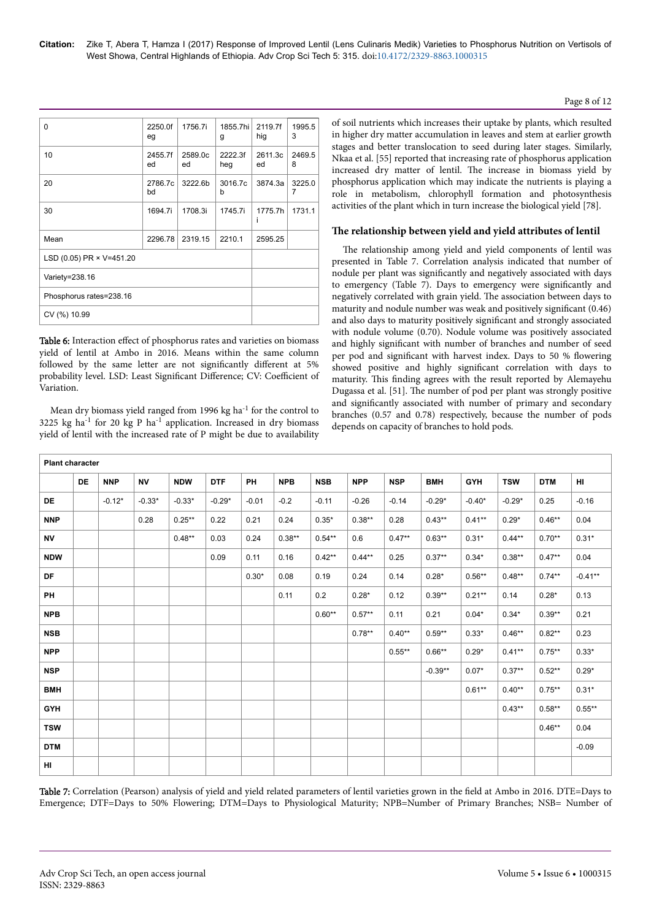| 0 | 2250.0f eg | 1756.7i | 1855.7hi g | 2119.7f hig | 1995.5 3 |
|---|---|---|---|---|---|
| 10 | 2455.7f ed | 2589.0c ed | 2222.3f heg | 2611.3c ed | 2469.5 8 |
| 20 | 2786.7c bd | 3222.6b | 3016.7c b | 3874.3a | 3225.0 7 |
| 30 | 1694.7i | 1708.3i | 1745.7i | 1775.7h i | 1731.1 |
| Mean | 2296.78 | 2319.15 | 2210.1 | 2595.25 | |
| LSD (0.05) PR × V=451.20 | | | | | |
| Variety=238.16 | | | | | |
| Phosphorus rates=238.16 | | | | | |
| CV (%) 10.99 | | | | | |

**Table 6:** Interaction effect of phosphorus rates and varieties on biomass yield of lentil at Ambo in 2016. Means within the same column followed by the same letter are not significantly different at 5% probability level. LSD: Least Significant Difference; CV: Coefficient of Variation.

Mean dry biomass yield ranged from 1996 kg $ha^{-1}$ for the control to 3225 kg $ha^{-1}$ for 20 kg P $ha^{-1}$ application. Increased in dry biomass yield of lentil with the increased rate of P might be due to availability of soil nutrients which increases their uptake by plants, which resulted in higher dry matter accumulation in leaves and stem at earlier growth stages and better translocation to seed during later stages. Similarly, Nkaa et al. [55] reported that increasing rate of phosphorus application increased dry matter of lentil. The increase in biomass yield by phosphorus application which may indicate the nutrients is playing a role in metabolism, chlorophyll formation and photosynthesis activities of the plant which in turn increase the biological yield [78].

### The relationship between yield and yield attributes of lentil

The relationship among yield and yield components of lentil was presented in Table 7. Correlation analysis indicated that number of nodule per plant was significantly and negatively associated with days to emergency (Table 7). Days to emergency were significantly and negatively correlated with grain yield. The association between days to maturity and nodule number was weak and positively significant (0.46) and also days to maturity positively significant and strongly associated with nodule volume (0.70). Nodule volume was positively associated and highly significant with number of branches and number of seed per pod and significant with harvest index. Days to 50 % flowering showed positive and highly significant correlation with days to maturity. This finding agrees with the result reported by Alemayehu Dugassa et al. [51]. The number of pod per plant was strongly positive and significantly associated with number of primary and secondary branches (0.57 and 0.78) respectively, because the number of pods depends on capacity of branches to hold pods.

| Plant character | | | | | | | | | | | | | | | |
|---|---|---|---|---|---|---|---|---|---|---|---|---|---|---|---|
| | DE | NNP | NV | NDW | DTF | PH | NPB | NSB | NPP | NSP | BMH | GYH | TSW | DTM | HI |
| DE | | -0.12* | -0.33* | -0.33* | -0.29* | -0.01 | -0.2 | -0.11 | -0.26 | -0.14 | -0.29* | -0.40* | -0.29* | 0.25 | -0.16 |
| NNP | | | 0.28 | 0.25** | 0.22 | 0.21 | 0.24 | 0.35* | 0.38** | 0.28 | 0.43** | 0.41** | 0.29* | 0.46** | 0.04 |
| NV | | | | 0.48** | 0.03 | 0.24 | 0.38** | 0.54** | 0.6 | 0.47** | 0.63** | 0.31* | 0.44** | 0.70** | 0.31* |
| NDW | | | | | 0.09 | 0.11 | 0.16 | 0.42** | 0.44** | 0.25 | 0.37** | 0.34* | 0.38** | 0.47** | 0.04 |
| DF | | | | | | 0.30* | 0.08 | 0.19 | 0.24 | 0.14 | 0.28* | 0.56** | 0.48** | 0.74** | -0.41** |
| PH | | | | | | | 0.11 | 0.2 | 0.28* | 0.12 | 0.39** | 0.21** | 0.14 | 0.28* | 0.13 |
| NPB | | | | | | | | 0.60** | 0.57** | 0.11 | 0.21 | 0.04* | 0.34* | 0.39** | 0.21 |
| NSB | | | | | | | | | 0.78** | 0.40** | 0.59** | 0.33* | 0.46** | 0.82** | 0.23 |
| NPP | | | | | | | | | | 0.55** | 0.66** | 0.29* | 0.41** | 0.75** | 0.33* |
| NSP | | | | | | | | | | | -0.39** | 0.07* | 0.37** | 0.52** | 0.29* |
| BMH | | | | | | | | | | | | 0.61** | 0.40** | 0.75** | 0.31* |
| GYH | | | | | | | | | | | | | 0.43** | 0.58** | 0.55** |
| TSW | | | | | | | | | | | | | | 0.46** | 0.04 |
| DTM | | | | | | | | | | | | | | | -0.09 |
| HI | | | | | | | | | | | | | | | |

**Table 7:** Correlation (Pearson) analysis of yield and yield related parameters of lentil varieties grown in the field at Ambo in 2016. DTE=Days to Emergence; DTF=Days to 50% Flowering; DTM=Days to Physiological Maturity; NPB=Number of Primary Branches; NSB= Number of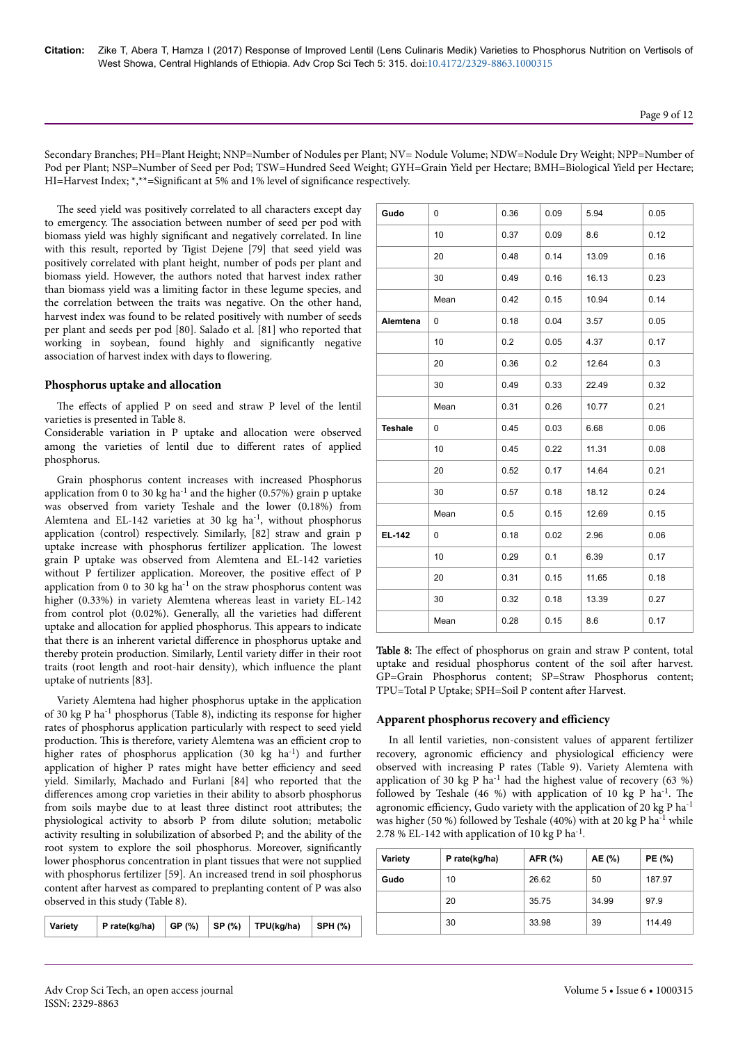Secondary Branches; PH=Plant Height; NNP=Number of Nodules per Plant; NV= Nodule Volume; NDW=Nodule Dry Weight; NPP=Number of Pod per Plant; NSP=Number of Seed per Pod; TSW=Hundred Seed Weight; GYH=Grain Yield per Hectare; BMH=Biological Yield per Hectare; HI=Harvest Index; *,**=Significant at 5% and 1% level of significance respectively.

The seed yield was positively correlated to all characters except day to emergency. The association between number of seed per pod with biomass yield was highly significant and negatively correlated. In line with this result, reported by Tigist Dejene [79] that seed yield was positively correlated with plant height, number of pods per plant and biomass yield. However, the authors noted that harvest index rather than biomass yield was a limiting factor in these legume species, and the correlation between the traits was negative. On the other hand, harvest index was found to be related positively with number of seeds per plant and seeds per pod [80]. Salado et al. [81] who reported that working in soybean, found highly and significantly negative association of harvest index with days to flowering.

### Phosphorus uptake and allocation

The effects of applied P on seed and straw P level of the lentil varieties is presented in Table 8.
Considerable variation in P uptake and allocation were observed among the varieties of lentil due to different rates of applied phosphorus.

Grain phosphorus content increases with increased Phosphorus application from 0 to 30 kg ha$^{-1}$ and the higher (0.57%) grain p uptake was observed from variety Teshale and the lower (0.18%) from Alemtena and EL-142 varieties at 30 kg ha$^{-1}$, without phosphorus application (control) respectively. Similarly, [82] straw and grain p uptake increase with phosphorus fertilizer application. The lowest grain P uptake was observed from Alemtena and EL-142 varieties without P fertilizer application. Moreover, the positive effect of P application from 0 to 30 kg ha$^{-1}$ on the straw phosphorus content was higher (0.33%) in variety Alemtena whereas least in variety EL-142 from control plot (0.02%). Generally, all the varieties had different uptake and allocation for applied phosphorus. This appears to indicate that there is an inherent varietal difference in phosphorus uptake and thereby protein production. Similarly, Lentil variety differ in their root traits (root length and root-hair density), which influence the plant uptake of nutrients [83].

Variety Alemtena had higher phosphorus uptake in the application of 30 kg P ha$^{-1}$ phosphorus (Table 8), indicting its response for higher rates of phosphorus application particularly with respect to seed yield production. This is therefore, variety Alemtena was an efficient crop to higher rates of phosphorus application (30 kg ha$^{-1}$) and further application of higher P rates might have better efficiency and seed yield. Similarly, Machado and Furlani [84] who reported that the differences among crop varieties in their ability to absorb phosphorus from soils maybe due to at least three distinct root attributes; the physiological activity to absorb P from dilute solution; metabolic activity resulting in solubilization of absorbed P; and the ability of the root system to explore the soil phosphorus. Moreover, significantly lower phosphorus concentration in plant tissues that were not supplied with phosphorus fertilizer [59]. An increased trend in soil phosphorus content after harvest as compared to preplanting content of P was also observed in this study (Table 8).

| Variety | P rate(kg/ha) | GP (%) | SP (%) | TPU(kg/ha) | SPH (%) |
|---|---|---|---|---|---|
| Gudo | 0 | 0.36 | 0.09 | 5.94 | 0.05 |
| | 10 | 0.37 | 0.09 | 8.6 | 0.12 |
| | 20 | 0.48 | 0.14 | 13.09 | 0.16 |
| | 30 | 0.49 | 0.16 | 16.13 | 0.23 |
| | Mean | 0.42 | 0.15 | 10.94 | 0.14 |
| Alemtena | 0 | 0.18 | 0.04 | 3.57 | 0.05 |
| | 10 | 0.2 | 0.05 | 4.37 | 0.17 |
| | 20 | 0.36 | 0.2 | 12.64 | 0.3 |
| | 30 | 0.49 | 0.33 | 22.49 | 0.32 |
| | Mean | 0.31 | 0.26 | 10.77 | 0.21 |
| Teshale | 0 | 0.45 | 0.03 | 6.68 | 0.06 |
| | 10 | 0.45 | 0.22 | 11.31 | 0.08 |
| | 20 | 0.52 | 0.17 | 14.64 | 0.21 |
| | 30 | 0.57 | 0.18 | 18.12 | 0.24 |
| | Mean | 0.5 | 0.15 | 12.69 | 0.15 |
| EL-142 | 0 | 0.18 | 0.02 | 2.96 | 0.06 |
| | 10 | 0.29 | 0.1 | 6.39 | 0.17 |
| | 20 | 0.31 | 0.15 | 11.65 | 0.18 |
| | 30 | 0.32 | 0.18 | 13.39 | 0.27 |
| | Mean | 0.28 | 0.15 | 8.6 | 0.17 |

**Table 8:** The effect of phosphorus on grain and straw P content, total uptake and residual phosphorus content of the soil after harvest. GP=Grain Phosphorus content; SP=Straw Phosphorus content; TPU=Total P Uptake; SPH=Soil P content after Harvest.

### Apparent phosphorus recovery and efficiency

In all lentil varieties, non-consistent values of apparent fertilizer recovery, agronomic efficiency and physiological efficiency were observed with increasing P rates (Table 9). Variety Alemtena with application of 30 kg P ha$^{-1}$ had the highest value of recovery (63 %) followed by Teshale (46 %) with application of 10 kg P ha$^{-1}$. The agronomic efficiency, Gudo variety with the application of 20 kg P ha$^{-1}$ was higher (50 %) followed by Teshale (40%) with at 20 kg P ha$^{-1}$ while 2.78 % EL-142 with application of 10 kg P ha$^{-1}$.

| Variety | P rate(kg/ha) | AFR (%) | AE (%) | PE (%) |
|---|---|---|---|---|
| Gudo | 10 | 26.62 | 50 | 187.97 |
| | 20 | 35.75 | 34.99 | 97.9 |
| | 30 | 33.98 | 39 | 114.49 |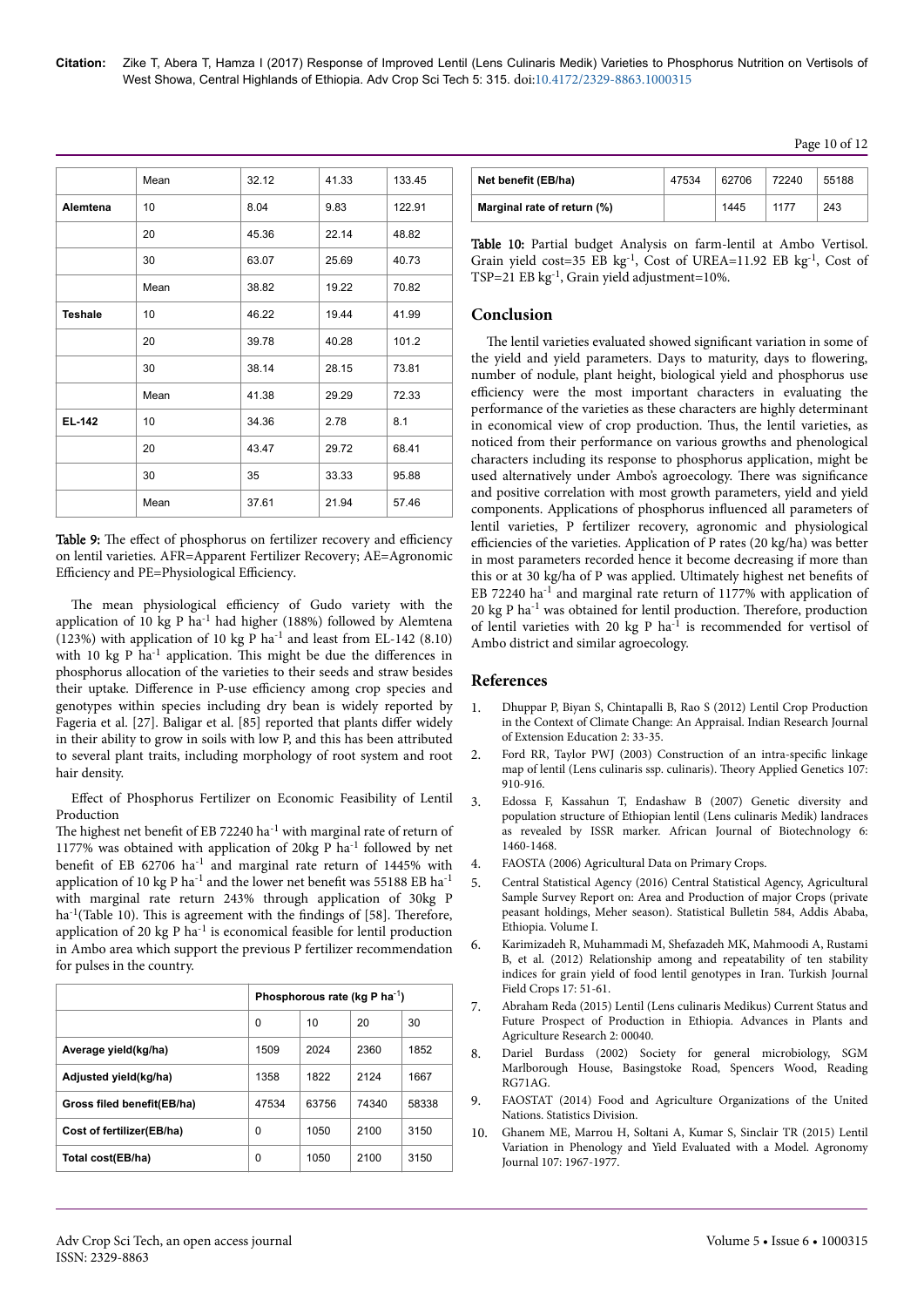| | Mean | 32.12 | 41.33 | 133.45 |
|---|---|---|---|---|
| **Alemtena** | 10 | 8.04 | 9.83 | 122.91 |
| | 20 | 45.36 | 22.14 | 48.82 |
| | 30 | 63.07 | 25.69 | 40.73 |
| | Mean | 38.82 | 19.22 | 70.82 |
| **Teshale** | 10 | 46.22 | 19.44 | 41.99 |
| | 20 | 39.78 | 40.28 | 101.2 |
| | 30 | 38.14 | 28.15 | 73.81 |
| | Mean | 41.38 | 29.29 | 72.33 |
| **EL-142** | 10 | 34.36 | 2.78 | 8.1 |
| | 20 | 43.47 | 29.72 | 68.41 |
| | 30 | 35 | 33.33 | 95.88 |
| | Mean | 37.61 | 21.94 | 57.46 |

**Table 9:** The effect of phosphorus on fertilizer recovery and efficiency on lentil varieties. AFR=Apparent Fertilizer Recovery; AE=Agronomic Efficiency and PE=Physiological Efficiency.

The mean physiological efficiency of Gudo variety with the application of 10 kg P ha$^{-1}$ had higher (188%) followed by Alemtena (123%) with application of 10 kg P ha$^{-1}$ and least from EL-142 (8.10) with 10 kg P ha$^{-1}$ application. This might be due the differences in phosphorus allocation of the varieties to their seeds and straw besides their uptake. Difference in P-use efficiency among crop species and genotypes within species including dry bean is widely reported by Fageria et al. [27]. Baligar et al. [85] reported that plants differ widely in their ability to grow in soils with low P, and this has been attributed to several plant traits, including morphology of root system and root hair density.

Effect of Phosphorus Fertilizer on Economic Feasibility of Lentil Production

The highest net benefit of EB 72240 ha$^{-1}$ with marginal rate of return of 1177% was obtained with application of 20kg P ha$^{-1}$ followed by net benefit of EB 62706 ha$^{-1}$ and marginal rate return of 1445% with application of 10 kg P ha$^{-1}$ and the lower net benefit was 55188 EB ha$^{-1}$ with marginal rate return 243% through application of 30kg P ha$^{-1}$(Table 10). This is agreement with the findings of [58]. Therefore, application of 20 kg P ha$^{-1}$ is economical feasible for lentil production in Ambo area which support the previous P fertilizer recommendation for pulses in the country.

| | Phosphorous rate (kg P ha$^{-1}$) | | | |
|---|---|---|---|---|
| | 0 | 10 | 20 | 30 |
| **Average yield(kg/ha)** | 1509 | 2024 | 2360 | 1852 |
| **Adjusted yield(kg/ha)** | 1358 | 1822 | 2124 | 1667 |
| **Gross filed benefit(EB/ha)** | 47534 | 63756 | 74340 | 58338 |
| **Cost of fertilizer(EB/ha)** | 0 | 1050 | 2100 | 3150 |
| **Total cost(EB/ha)** | 0 | 1050 | 2100 | 3150 |
| **Net benefit (EB/ha)** | 47534 | 62706 | 72240 | 55188 |
| **Marginal rate of return (%)** | | 1445 | 1177 | 243 |

**Table 10:** Partial budget Analysis on farm-lentil at Ambo Vertisol. Grain yield cost=35 EB kg$^{-1}$, Cost of UREA=11.92 EB kg$^{-1}$, Cost of TSP=21 EB kg$^{-1}$, Grain yield adjustment=10%.

## Conclusion

The lentil varieties evaluated showed significant variation in some of the yield and yield parameters. Days to maturity, days to flowering, number of nodule, plant height, biological yield and phosphorus use efficiency were the most important characters in evaluating the performance of the varieties as these characters are highly determinant in economical view of crop production. Thus, the lentil varieties, as noticed from their performance on various growths and phenological characters including its response to phosphorus application, might be used alternatively under Ambo's agroecology. There was significance and positive correlation with most growth parameters, yield and yield components. Applications of phosphorus influenced all parameters of lentil varieties, P fertilizer recovery, agronomic and physiological efficiencies of the varieties. Application of P rates (20 kg/ha) was better in most parameters recorded hence it become decreasing if more than this or at 30 kg/ha of P was applied. Ultimately highest net benefits of EB 72240 ha$^{-1}$ and marginal rate return of 1177% with application of 20 kg P ha$^{-1}$ was obtained for lentil production. Therefore, production of lentil varieties with 20 kg P ha$^{-1}$ is recommended for vertisol of Ambo district and similar agroecology.

## References

1. Dhuppar P, Biyan S, Chintapalli B, Rao S (2012) Lentil Crop Production in the Context of Climate Change: An Appraisal. Indian Research Journal of Extension Education 2: 33-35.
2. Ford RR, Taylor PWJ (2003) Construction of an intra-specific linkage map of lentil (Lens culinaris ssp. culinaris). Theory Applied Genetics 107: 910-916.
3. Edossa F, Kassahun T, Endashaw B (2007) Genetic diversity and population structure of Ethiopian lentil (Lens culinaris Medik) landraces as revealed by ISSR marker. African Journal of Biotechnology 6: 1460-1468.
4. FAOSTA (2006) Agricultural Data on Primary Crops.
5. Central Statistical Agency (2016) Central Statistical Agency, Agricultural Sample Survey Report on: Area and Production of major Crops (private peasant holdings, Meher season). Statistical Bulletin 584, Addis Ababa, Ethiopia. Volume I.
6. Karimizadeh R, Muhammadi M, Shefazadeh MK, Mahmoodi A, Rustami B, et al. (2012) Relationship among and repeatability of ten stability indices for grain yield of food lentil genotypes in Iran. Turkish Journal Field Crops 17: 51-61.
7. Abraham Reda (2015) Lentil (Lens culinaris Medikus) Current Status and Future Prospect of Production in Ethiopia. Advances in Plants and Agriculture Research 2: 00040.
8. Dariel Burdass (2002) Society for general microbiology, SGM Marlborough House, Basingstoke Road, Spencers Wood, Reading RG71AG.
9. FAOSTAT (2014) Food and Agriculture Organizations of the United Nations. Statistics Division.
10. Ghanem ME, Marrou H, Soltani A, Kumar S, Sinclair TR (2015) Lentil Variation in Phenology and Yield Evaluated with a Model. Agronomy Journal 107: 1967-1977.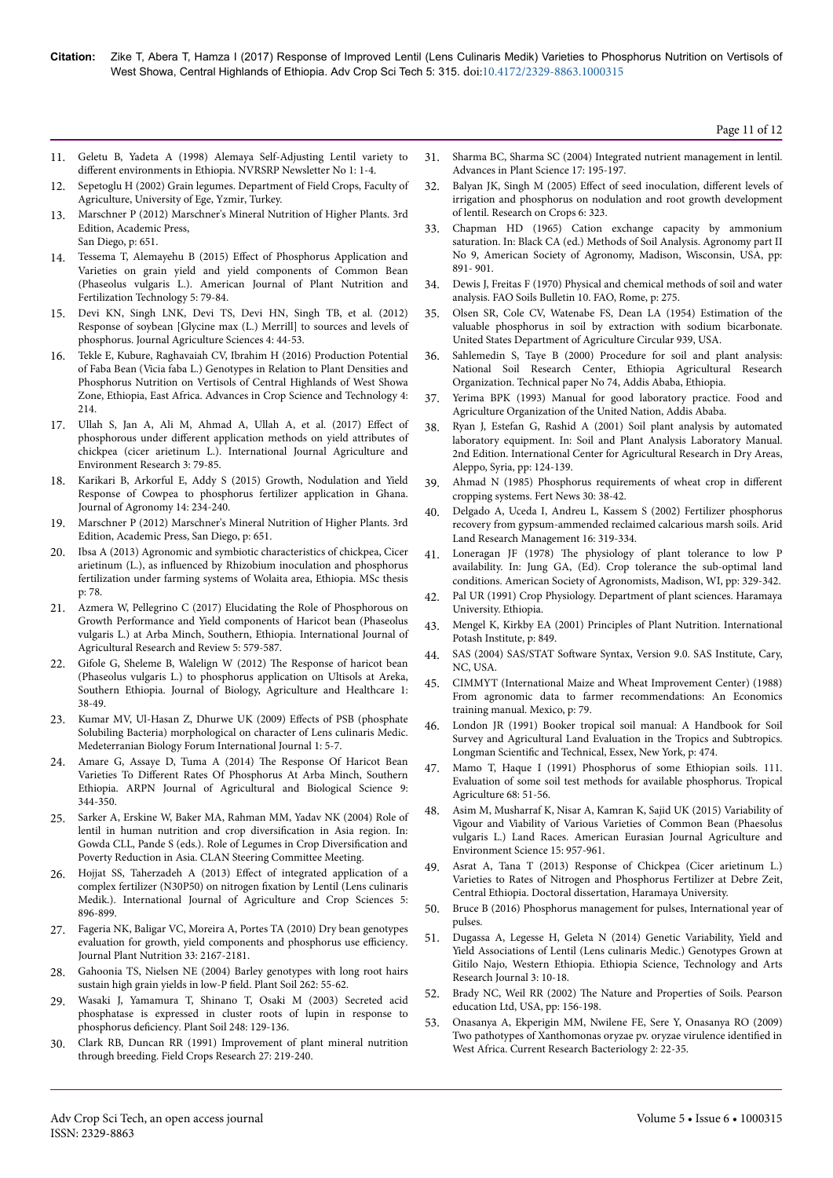11. Geletu B, Yadeta A (1998) Alemaya Self-Adjusting Lentil variety to different environments in Ethiopia. NVRSRP Newsletter No 1: 1-4.
12. Sepetoglu H (2002) Grain legumes. Department of Field Crops, Faculty of Agriculture, University of Ege, Yzmir, Turkey.
13. Marschner P (2012) Marschner's Mineral Nutrition of Higher Plants. 3rd Edition, Academic Press, San Diego, p: 651.
14. Tessema T, Alemayehu B (2015) Effect of Phosphorus Application and Varieties on grain yield and yield components of Common Bean (Phaseolus vulgaris L.). American Journal of Plant Nutrition and Fertilization Technology 5: 79-84.
15. Devi KN, Singh LNK, Devi TS, Devi HN, Singh TB, et al. (2012) Response of soybean [Glycine max (L.) Merrill] to sources and levels of phosphorus. Journal Agriculture Sciences 4: 44-53.
16. Tekle E, Kubure, Raghavaiah CV, Ibrahim H (2016) Production Potential of Faba Bean (Vicia faba L.) Genotypes in Relation to Plant Densities and Phosphorus Nutrition on Vertisols of Central Highlands of West Showa Zone, Ethiopia, East Africa. Advances in Crop Science and Technology 4: 214.
17. Ullah S, Jan A, Ali M, Ahmad A, Ullah A, et al. (2017) Effect of phosphorous under different application methods on yield attributes of chickpea (cicer arietinum L.). International Journal Agriculture and Environment Research 3: 79-85.
18. Karikari B, Arkorful E, Addy S (2015) Growth, Nodulation and Yield Response of Cowpea to phosphorus fertilizer application in Ghana. Journal of Agronomy 14: 234-240.
19. Marschner P (2012) Marschner's Mineral Nutrition of Higher Plants. 3rd Edition, Academic Press, San Diego, p: 651.
20. Ibsa A (2013) Agronomic and symbiotic characteristics of chickpea, Cicer arietinum (L.), as influenced by Rhizobium inoculation and phosphorus fertilization under farming systems of Wolaita area, Ethiopia. MSc thesis p: 78.
21. Azmera W, Pellegrino C (2017) Elucidating the Role of Phosphorous on Growth Performance and Yield components of Haricot bean (Phaseolus vulgaris L.) at Arba Minch, Southern, Ethiopia. International Journal of Agricultural Research and Review 5: 579-587.
22. Gifole G, Sheleme B, Walelign W (2012) The Response of haricot bean (Phaseolus vulgaris L.) to phosphorus application on Ultisols at Areka, Southern Ethiopia. Journal of Biology, Agriculture and Healthcare 1: 38-49.
23. Kumar MV, Ul-Hasan Z, Dhurwe UK (2009) Effects of PSB (phosphate Solubiling Bacteria) morphological on character of Lens culinaris Medic. Medeterranian Biology Forum International Journal 1: 5-7.
24. Amare G, Assaye D, Tuma A (2014) The Response Of Haricot Bean Varieties To Different Rates Of Phosphorus At Arba Minch, Southern Ethiopia. ARPN Journal of Agricultural and Biological Science 9: 344-350.
25. Sarker A, Erskine W, Baker MA, Rahman MM, Yadav NK (2004) Role of lentil in human nutrition and crop diversification in Asia region. In: Gowda CLL, Pande S (eds.). Role of Legumes in Crop Diversification and Poverty Reduction in Asia. CLAN Steering Committee Meeting.
26. Hojjat SS, Taherzadeh A (2013) Effect of integrated application of a complex fertilizer (N30P50) on nitrogen fixation by Lentil (Lens culinaris Medik.). International Journal of Agriculture and Crop Sciences 5: 896-899.
27. Fageria NK, Baligar VC, Moreira A, Portes TA (2010) Dry bean genotypes evaluation for growth, yield components and phosphorus use efficiency. Journal Plant Nutrition 33: 2167-2181.
28. Gahoonia TS, Nielsen NE (2004) Barley genotypes with long root hairs sustain high grain yields in low-P field. Plant Soil 262: 55-62.
29. Wasaki J, Yamamura T, Shinano T, Osaki M (2003) Secreted acid phosphatase is expressed in cluster roots of lupin in response to phosphorus deficiency. Plant Soil 248: 129-136.
30. Clark RB, Duncan RR (1991) Improvement of plant mineral nutrition through breeding. Field Crops Research 27: 219-240.
31. Sharma BC, Sharma SC (2004) Integrated nutrient management in lentil. Advances in Plant Science 17: 195-197.
32. Balyan JK, Singh M (2005) Effect of seed inoculation, different levels of irrigation and phosphorus on nodulation and root growth development of lentil. Research on Crops 6: 323.
33. Chapman HD (1965) Cation exchange capacity by ammonium saturation. In: Black CA (ed.) Methods of Soil Analysis. Agronomy part II No 9, American Society of Agronomy, Madison, Wisconsin, USA, pp: 891- 901.
34. Dewis J, Freitas F (1970) Physical and chemical methods of soil and water analysis. FAO Soils Bulletin 10. FAO, Rome, p: 275.
35. Olsen SR, Cole CV, Watenabe FS, Dean LA (1954) Estimation of the valuable phosphorus in soil by extraction with sodium bicarbonate. United States Department of Agriculture Circular 939, USA.
36. Sahlemedin S, Taye B (2000) Procedure for soil and plant analysis: National Soil Research Center, Ethiopia Agricultural Research Organization. Technical paper No 74, Addis Ababa, Ethiopia.
37. Yerima BPK (1993) Manual for good laboratory practice. Food and Agriculture Organization of the United Nation, Addis Ababa.
38. Ryan J, Estefan G, Rashid A (2001) Soil plant analysis by automated laboratory equipment. In: Soil and Plant Analysis Laboratory Manual. 2nd Edition. International Center for Agricultural Research in Dry Areas, Aleppo, Syria, pp: 124-139.
39. Ahmad N (1985) Phosphorus requirements of wheat crop in different cropping systems. Fert News 30: 38-42.
40. Delgado A, Uceda I, Andreu L, Kassem S (2002) Fertilizer phosphorus recovery from gypsum-ammended reclaimed calcarious marsh soils. Arid Land Research Management 16: 319-334.
41. Loneragan JF (1978) The physiology of plant tolerance to low P availability. In: Jung GA, (Ed). Crop tolerance the sub-optimal land conditions. American Society of Agronomists, Madison, WI, pp: 329-342.
42. Pal UR (1991) Crop Physiology. Department of plant sciences. Haramaya University. Ethiopia.
43. Mengel K, Kirkby EA (2001) Principles of Plant Nutrition. International Potash Institute, p: 849.
44. SAS (2004) SAS/STAT Software Syntax, Version 9.0. SAS Institute, Cary, NC, USA.
45. CIMMYT (International Maize and Wheat Improvement Center) (1988) From agronomic data to farmer recommendations: An Economics training manual. Mexico, p: 79.
46. London JR (1991) Booker tropical soil manual: A Handbook for Soil Survey and Agricultural Land Evaluation in the Tropics and Subtropics. Longman Scientific and Technical, Essex, New York, p: 474.
47. Mamo T, Haque I (1991) Phosphorus of some Ethiopian soils. 111. Evaluation of some soil test methods for available phosphorus. Tropical Agriculture 68: 51-56.
48. Asim M, Musharraf K, Nisar A, Kamran K, Sajid UK (2015) Variability of Vigour and Viability of Various Varieties of Common Bean (Phaesolus vulgaris L.) Land Races. American Eurasian Journal Agriculture and Environment Science 15: 957-961.
49. Asrat A, Tana T (2013) Response of Chickpea (Cicer arietinum L.) Varieties to Rates of Nitrogen and Phosphorus Fertilizer at Debre Zeit, Central Ethiopia. Doctoral dissertation, Haramaya University.
50. Bruce B (2016) Phosphorus management for pulses, International year of pulses.
51. Dugassa A, Legesse H, Geleta N (2014) Genetic Variability, Yield and Yield Associations of Lentil (Lens culinaris Medic.) Genotypes Grown at Gitilo Najo, Western Ethiopia. Ethiopia Science, Technology and Arts Research Journal 3: 10-18.
52. Brady NC, Weil RR (2002) The Nature and Properties of Soils. Pearson education Ltd, USA, pp: 156-198.
53. Onasanya A, Ekperigin MM, Nwilene FE, Sere Y, Onasanya RO (2009) Two pathotypes of Xanthomonas oryzae pv. oryzae virulence identified in West Africa. Current Research Bacteriology 2: 22-35.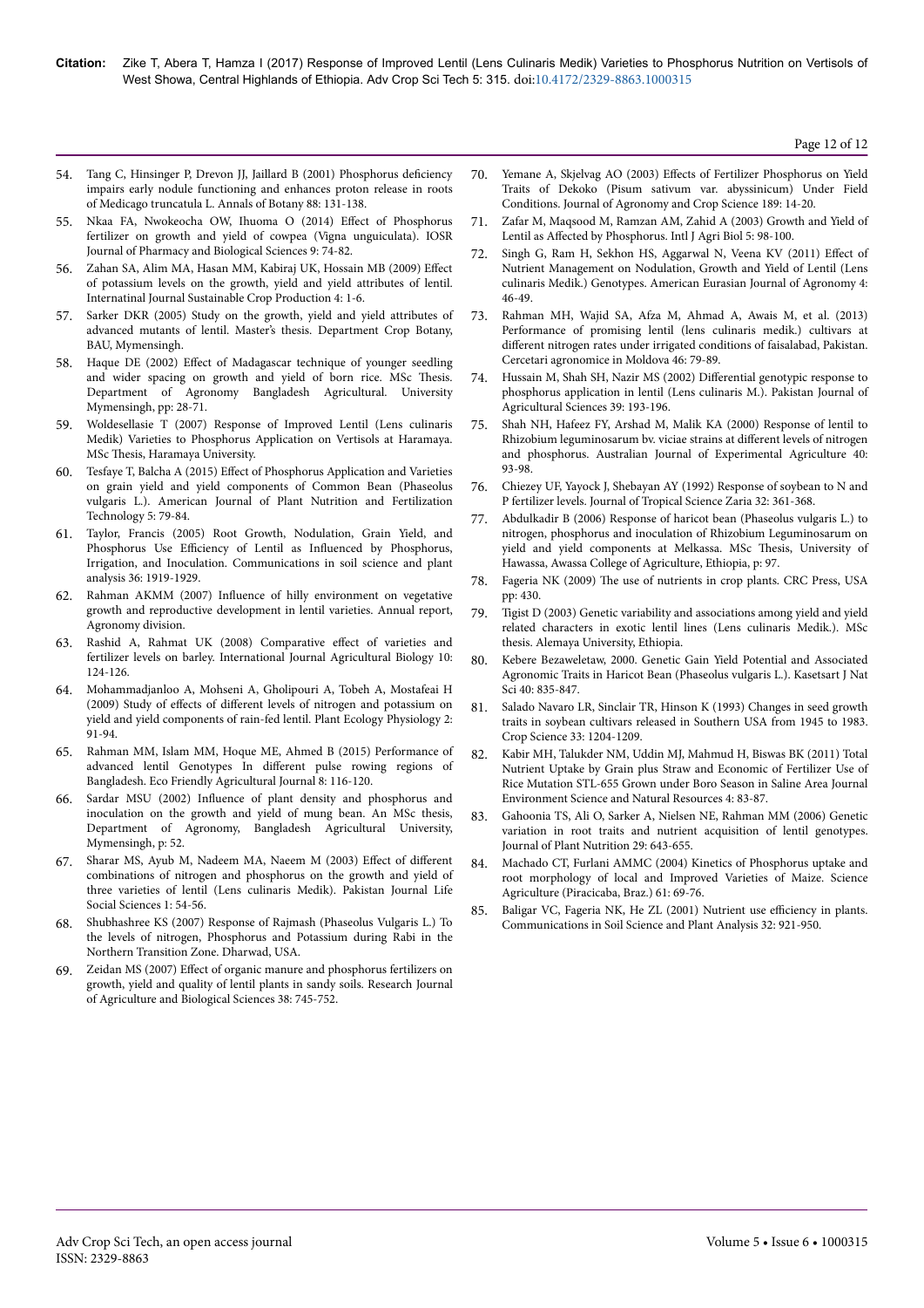54. Tang C, Hinsinger P, Drevon JJ, Jaillard B (2001) Phosphorus deficiency impairs early nodule functioning and enhances proton release in roots of Medicago truncatula L. Annals of Botany 88: 131-138.
55. Nkaa FA, Nwokeocha OW, Ihuoma O (2014) Effect of Phosphorus fertilizer on growth and yield of cowpea (Vigna unguiculata). IOSR Journal of Pharmacy and Biological Sciences 9: 74-82.
56. Zahan SA, Alim MA, Hasan MM, Kabiraj UK, Hossain MB (2009) Effect of potassium levels on the growth, yield and yield attributes of lentil. Internatinal Journal Sustainable Crop Production 4: 1-6.
57. Sarker DKR (2005) Study on the growth, yield and yield attributes of advanced mutants of lentil. Master's thesis. Department Crop Botany, BAU, Mymensingh.
58. Haque DE (2002) Effect of Madagascar technique of younger seedling and wider spacing on growth and yield of born rice. MSc Thesis. Department of Agronomy Bangladesh Agricultural. University Mymensingh, pp: 28-71.
59. Woldesellasie T (2007) Response of Improved Lentil (Lens culinaris Medik) Varieties to Phosphorus Application on Vertisols at Haramaya. MSc Thesis, Haramaya University.
60. Tesfaye T, Balcha A (2015) Effect of Phosphorus Application and Varieties on grain yield and yield components of Common Bean (Phaseolus vulgaris L.). American Journal of Plant Nutrition and Fertilization Technology 5: 79-84.
61. Taylor, Francis (2005) Root Growth, Nodulation, Grain Yield, and Phosphorus Use Efficiency of Lentil as Influenced by Phosphorus, Irrigation, and Inoculation. Communications in soil science and plant analysis 36: 1919-1929.
62. Rahman AKMM (2007) Influence of hilly environment on vegetative growth and reproductive development in lentil varieties. Annual report, Agronomy division.
63. Rashid A, Rahmat UK (2008) Comparative effect of varieties and fertilizer levels on barley. International Journal Agricultural Biology 10: 124-126.
64. Mohammadjanloo A, Mohseni A, Gholipouri A, Tobeh A, Mostafeai H (2009) Study of effects of different levels of nitrogen and potassium on yield and yield components of rain-fed lentil. Plant Ecology Physiology 2: 91-94.
65. Rahman MM, Islam MM, Hoque ME, Ahmed B (2015) Performance of advanced lentil Genotypes In different pulse rowing regions of Bangladesh. Eco Friendly Agricultural Journal 8: 116-120.
66. Sardar MSU (2002) Influence of plant density and phosphorus and inoculation on the growth and yield of mung bean. An MSc thesis, Department of Agronomy, Bangladesh Agricultural University, Mymensingh, p: 52.
67. Sharar MS, Ayub M, Nadeem MA, Naeem M (2003) Effect of different combinations of nitrogen and phosphorus on the growth and yield of three varieties of lentil (Lens culinaris Medik). Pakistan Journal Life Social Sciences 1: 54-56.
68. Shubhashree KS (2007) Response of Rajmash (Phaseolus Vulgaris L.) To the levels of nitrogen, Phosphorus and Potassium during Rabi in the Northern Transition Zone. Dharwad, USA.
69. Zeidan MS (2007) Effect of organic manure and phosphorus fertilizers on growth, yield and quality of lentil plants in sandy soils. Research Journal of Agriculture and Biological Sciences 38: 745-752.
70. Yemane A, Skjelvag AO (2003) Effects of Fertilizer Phosphorus on Yield Traits of Dekoko (Pisum sativum var. abyssinicum) Under Field Conditions. Journal of Agronomy and Crop Science 189: 14-20.
71. Zafar M, Maqsood M, Ramzan AM, Zahid A (2003) Growth and Yield of Lentil as Affected by Phosphorus. Intl J Agri Biol 5: 98-100.
72. Singh G, Ram H, Sekhon HS, Aggarwal N, Veena KV (2011) Effect of Nutrient Management on Nodulation, Growth and Yield of Lentil (Lens culinaris Medik.) Genotypes. American Eurasian Journal of Agronomy 4: 46-49.
73. Rahman MH, Wajid SA, Afza M, Ahmad A, Awais M, et al. (2013) Performance of promising lentil (lens culinaris medik.) cultivars at different nitrogen rates under irrigated conditions of faisalabad, Pakistan. Cercetari agronomice in Moldova 46: 79-89.
74. Hussain M, Shah SH, Nazir MS (2002) Differential genotypic response to phosphorus application in lentil (Lens culinaris M.). Pakistan Journal of Agricultural Sciences 39: 193-196.
75. Shah NH, Hafeez FY, Arshad M, Malik KA (2000) Response of lentil to Rhizobium leguminosarum bv. viciae strains at different levels of nitrogen and phosphorus. Australian Journal of Experimental Agriculture 40: 93-98.
76. Chiezey UF, Yayock J, Shebayan AY (1992) Response of soybean to N and P fertilizer levels. Journal of Tropical Science Zaria 32: 361-368.
77. Abdulkadir B (2006) Response of haricot bean (Phaseolus vulgaris L.) to nitrogen, phosphorus and inoculation of Rhizobium Leguminosarum on yield and yield components at Melkassa. MSc Thesis, University of Hawassa, Awassa College of Agriculture, Ethiopia, p: 97.
78. Fageria NK (2009) The use of nutrients in crop plants. CRC Press, USA pp: 430.
79. Tigist D (2003) Genetic variability and associations among yield and yield related characters in exotic lentil lines (Lens culinaris Medik.). MSc thesis. Alemaya University, Ethiopia.
80. Kebere Bezaweletaw, 2000. Genetic Gain Yield Potential and Associated Agronomic Traits in Haricot Bean (Phaseolus vulgaris L.). Kasetsart J Nat Sci 40: 835-847.
81. Salado Navaro LR, Sinclair TR, Hinson K (1993) Changes in seed growth traits in soybean cultivars released in Southern USA from 1945 to 1983. Crop Science 33: 1204-1209.
82. Kabir MH, Talukder NM, Uddin MJ, Mahmud H, Biswas BK (2011) Total Nutrient Uptake by Grain plus Straw and Economic of Fertilizer Use of Rice Mutation STL-655 Grown under Boro Season in Saline Area Journal Environment Science and Natural Resources 4: 83-87.
83. Gahoonia TS, Ali O, Sarker A, Nielsen NE, Rahman MM (2006) Genetic variation in root traits and nutrient acquisition of lentil genotypes. Journal of Plant Nutrition 29: 643-655.
84. Machado CT, Furlani AMMC (2004) Kinetics of Phosphorus uptake and root morphology of local and Improved Varieties of Maize. Science Agriculture (Piracicaba, Braz.) 61: 69-76.
85. Baligar VC, Fageria NK, He ZL (2001) Nutrient use efficiency in plants. Communications in Soil Science and Plant Analysis 32: 921-950.